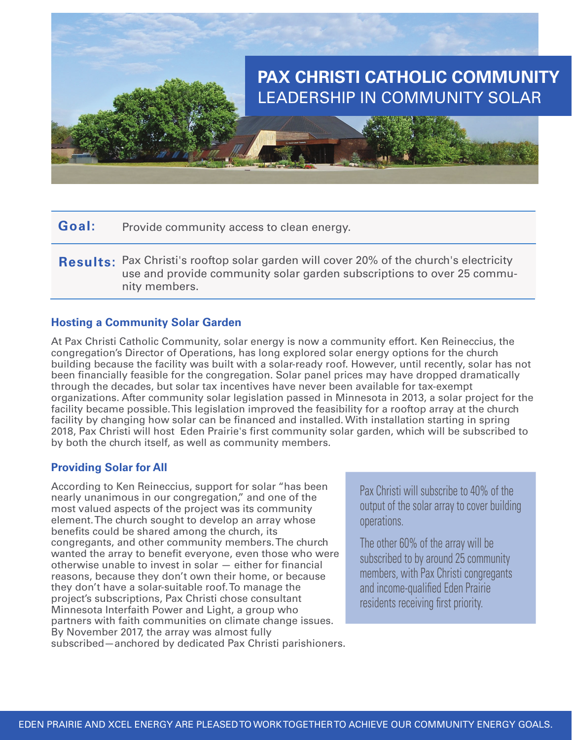# PAX CHRISTI CATHOLIC COMMUNITY
## LEADERSHIP IN COMMUNITY SOLAR

**Goal:** Provide community access to clean energy.

**Results:** Pax Christi's rooftop solar garden will cover 20% of the church's electricity use and provide community solar garden subscriptions to over 25 community members.

### Hosting a Community Solar Garden

At Pax Christi Catholic Community, solar energy is now a community effort. Ken Reineccius, the congregation's Director of Operations, has long explored solar energy options for the church building because the facility was built with a solar-ready roof. However, until recently, solar has not been financially feasible for the congregation. Solar panel prices may have dropped dramatically through the decades, but solar tax incentives have never been available for tax-exempt organizations. After community solar legislation passed in Minnesota in 2013, a solar project for the facility became possible. This legislation improved the feasibility for a rooftop array at the church facility by changing how solar can be financed and installed. With installation starting in spring 2018, Pax Christi will host Eden Prairie's first community solar garden, which will be subscribed to by both the church itself, as well as community members.

### Providing Solar for All

According to Ken Reineccius, support for solar "has been nearly unanimous in our congregation," and one of the most valued aspects of the project was its community element. The church sought to develop an array whose benefits could be shared among the church, its congregants, and other community members. The church wanted the array to benefit everyone, even those who were otherwise unable to invest in solar — either for financial reasons, because they don't own their home, or because they don't have a solar-suitable roof. To manage the project's subscriptions, Pax Christi chose consultant Minnesota Interfaith Power and Light, a group who partners with faith communities on climate change issues. By November 2017, the array was almost fully subscribed—anchored by dedicated Pax Christi parishioners.

> Pax Christi will subscribe to 40% of the output of the solar array to cover building operations.
>
> The other 60% of the array will be subscribed to by around 25 community members, with Pax Christi congregants and income-qualified Eden Prairie residents receiving first priority.

EDEN PRAIRIE AND XCEL ENERGY ARE PLEASED TO WORK TOGETHER TO ACHIEVE OUR COMMUNITY ENERGY GOALS.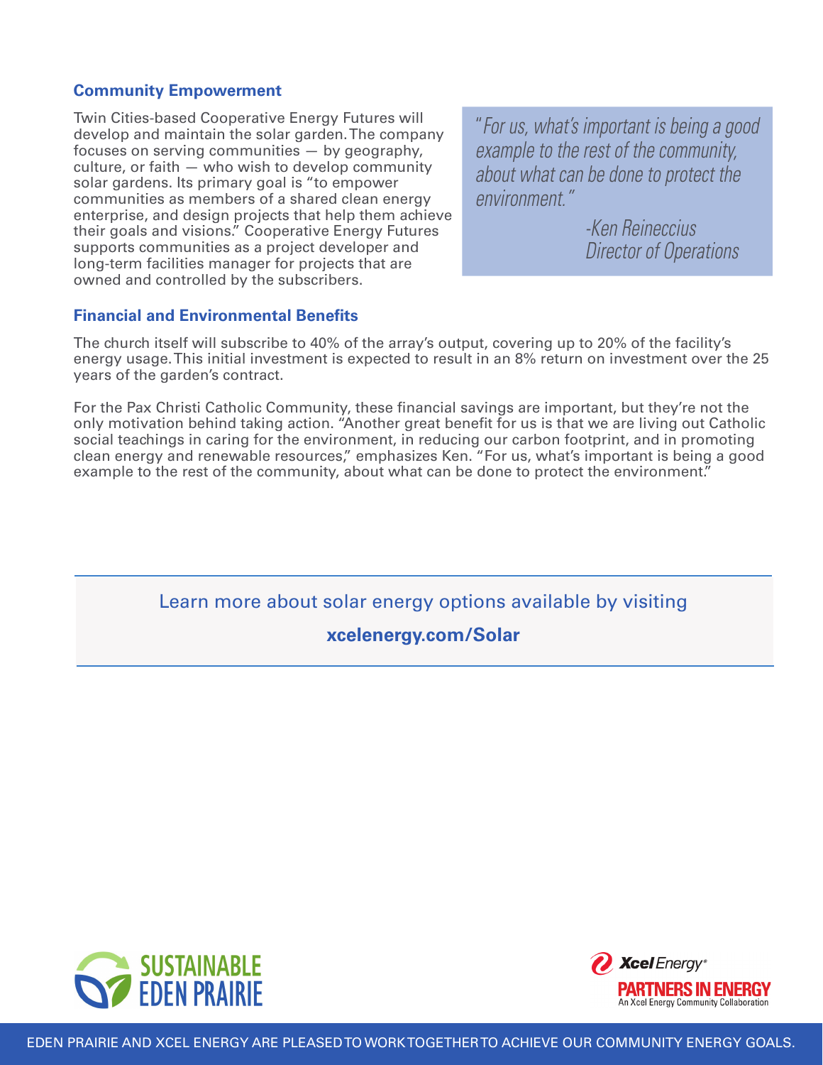## Community Empowerment

Twin Cities-based Cooperative Energy Futures will develop and maintain the solar garden. The company focuses on serving communities — by geography, culture, or faith — who wish to develop community solar gardens. Its primary goal is "to empower communities as members of a shared clean energy enterprise, and design projects that help them achieve their goals and visions." Cooperative Energy Futures supports communities as a project developer and long-term facilities manager for projects that are owned and controlled by the subscribers.

> *"For us, what's important is being a good example to the rest of the community, about what can be done to protect the environment."*
>
> *-Ken Reineccius*
> *Director of Operations*

## Financial and Environmental Benefits

The church itself will subscribe to 40% of the array's output, covering up to 20% of the facility's energy usage. This initial investment is expected to result in an 8% return on investment over the 25 years of the garden's contract.

For the Pax Christi Catholic Community, these financial savings are important, but they're not the only motivation behind taking action. "Another great benefit for us is that we are living out Catholic social teachings in caring for the environment, in reducing our carbon footprint, and in promoting clean energy and renewable resources," emphasizes Ken. "For us, what's important is being a good example to the rest of the community, about what can be done to protect the environment."

Learn more about solar energy options available by visiting

**xcelenergy.com/Solar**

SUSTAINABLE EDEN PRAIRIE

Xcel Energy® PARTNERS IN ENERGY
An Xcel Energy Community Collaboration

EDEN PRAIRIE AND XCEL ENERGY ARE PLEASED TO WORK TOGETHER TO ACHIEVE OUR COMMUNITY ENERGY GOALS.